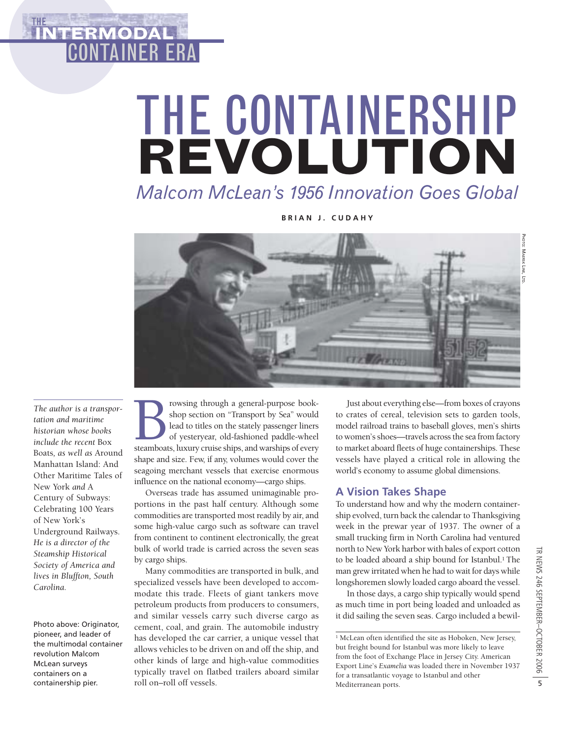THE INTERMODAL CONTAINER ERA

# THE CONTAINERSHIP REVOLUTION

## *Malcom McLean's 1956 Innovation Goes Global*

**BRIAN J. CUDAHY**

Photo: Maersk Line, Ltd.

Photo above: Originator, pioneer, and leader of the multimodal container revolution Malcom McLean surveys containers on a containership pier.

*The author is a transportation and maritime historian whose books include the recent* Box Boats, *as well as* Around Manhattan Island: And Other Maritime Tales of New York *and* A Century of Subways: Celebrating 100 Years of New York's Underground Railways. *He is a director of the Steamship Historical Society of America and lives in Bluffton, South Carolina.*

Browsing through a general-purpose bookshop section on "Transport by Sea" would lead to titles on the stately passenger liners of yesteryear, old-fashioned paddle-wheel steamboats, luxury cruise ships, and warships of every shape and size. Few, if any, volumes would cover the seagoing merchant vessels that exercise enormous influence on the national economy—cargo ships.

Overseas trade has assumed unimaginable proportions in the past half century. Although some commodities are transported most readily by air, and some high-value cargo such as software can travel from continent to continent electronically, the great bulk of world trade is carried across the seven seas by cargo ships.

Many commodities are transported in bulk, and specialized vessels have been developed to accommodate this trade. Fleets of giant tankers move petroleum products from producers to consumers, and similar vessels carry such diverse cargo as cement, coal, and grain. The automobile industry has developed the car carrier, a unique vessel that allows vehicles to be driven on and off the ship, and other kinds of large and high-value commodities typically travel on flatbed trailers aboard similar roll on–roll off vessels.

Just about everything else—from boxes of crayons to crates of cereal, television sets to garden tools, model railroad trains to baseball gloves, men's shirts to women's shoes—travels across the sea from factory to market aboard fleets of huge containerships. These vessels have played a critical role in allowing the world's economy to assume global dimensions.

### A Vision Takes Shape

To understand how and why the modern containership evolved, turn back the calendar to Thanksgiving week in the prewar year of 1937. The owner of a small trucking firm in North Carolina had ventured north to New York harbor with bales of export cotton to be loaded aboard a ship bound for Istanbul.[1] The man grew irritated when he had to wait for days while longshoremen slowly loaded cargo aboard the vessel.

In those days, a cargo ship typically would spend as much time in port being loaded and unloaded as it did sailing the seven seas. Cargo included a bewil-

[1] McLean often identified the site as Hoboken, New Jersey, but freight bound for Istanbul was more likely to leave from the foot of Exchange Place in Jersey City. American Export Line's *Examelia* was loaded there in November 1937 for a transatlantic voyage to Istanbul and other Mediterranean ports.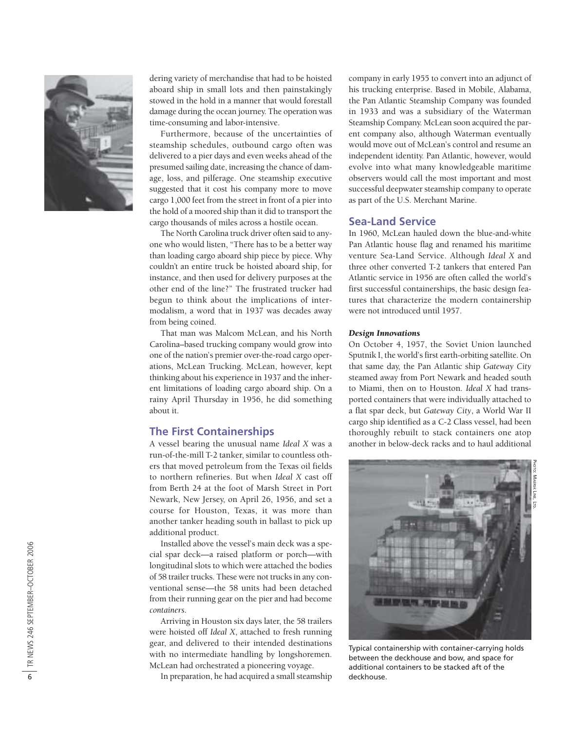dering variety of merchandise that had to be hoisted aboard ship in small lots and then painstakingly stowed in the hold in a manner that would forestall damage during the ocean journey. The operation was time-consuming and labor-intensive.

Furthermore, because of the uncertainties of steamship schedules, outbound cargo often was delivered to a pier days and even weeks ahead of the presumed sailing date, increasing the chance of damage, loss, and pilferage. One steamship executive suggested that it cost his company more to move cargo 1,000 feet from the street in front of a pier into the hold of a moored ship than it did to transport the cargo thousands of miles across a hostile ocean.

The North Carolina truck driver often said to anyone who would listen, "There has to be a better way than loading cargo aboard ship piece by piece. Why couldn't an entire truck be hoisted aboard ship, for instance, and then used for delivery purposes at the other end of the line?" The frustrated trucker had begun to think about the implications of intermodalism, a word that in 1937 was decades away from being coined.

That man was Malcom McLean, and his North Carolina–based trucking company would grow into one of the nation's premier over-the-road cargo operations, McLean Trucking. McLean, however, kept thinking about his experience in 1937 and the inherent limitations of loading cargo aboard ship. On a rainy April Thursday in 1956, he did something about it.

## The First Containerships

A vessel bearing the unusual name *Ideal X* was a run-of-the-mill T-2 tanker, similar to countless others that moved petroleum from the Texas oil fields to northern refineries. But when *Ideal X* cast off from Berth 24 at the foot of Marsh Street in Port Newark, New Jersey, on April 26, 1956, and set a course for Houston, Texas, it was more than another tanker heading south in ballast to pick up additional product.

Installed above the vessel's main deck was a special spar deck—a raised platform or porch—with longitudinal slots to which were attached the bodies of 58 trailer trucks. These were not trucks in any conventional sense—the 58 units had been detached from their running gear on the pier and had become *containers*.

Arriving in Houston six days later, the 58 trailers were hoisted off *Ideal X*, attached to fresh running gear, and delivered to their intended destinations with no intermediate handling by longshoremen. McLean had orchestrated a pioneering voyage.

In preparation, he had acquired a small steamship company in early 1955 to convert into an adjunct of his trucking enterprise. Based in Mobile, Alabama, the Pan Atlantic Steamship Company was founded in 1933 and was a subsidiary of the Waterman Steamship Company. McLean soon acquired the parent company also, although Waterman eventually would move out of McLean's control and resume an independent identity. Pan Atlantic, however, would evolve into what many knowledgeable maritime observers would call the most important and most successful deepwater steamship company to operate as part of the U.S. Merchant Marine.

## Sea-Land Service

In 1960, McLean hauled down the blue-and-white Pan Atlantic house flag and renamed his maritime venture Sea-Land Service. Although *Ideal X* and three other converted T-2 tankers that entered Pan Atlantic service in 1956 are often called the world's first successful containerships, the basic design features that characterize the modern containership were not introduced until 1957.

### *Design Innovations*

On October 4, 1957, the Soviet Union launched Sputnik I, the world's first earth-orbiting satellite. On that same day, the Pan Atlantic ship *Gateway City* steamed away from Port Newark and headed south to Miami, then on to Houston. *Ideal X* had transported containers that were individually attached to a flat spar deck, but *Gateway City*, a World War II cargo ship identified as a C-2 Class vessel, had been thoroughly rebuilt to stack containers one atop another in below-deck racks and to haul additional

Photo: Maersk Line, Ltd.

Typical containership with container-carrying holds between the deckhouse and bow, and space for additional containers to be stacked aft of the deckhouse.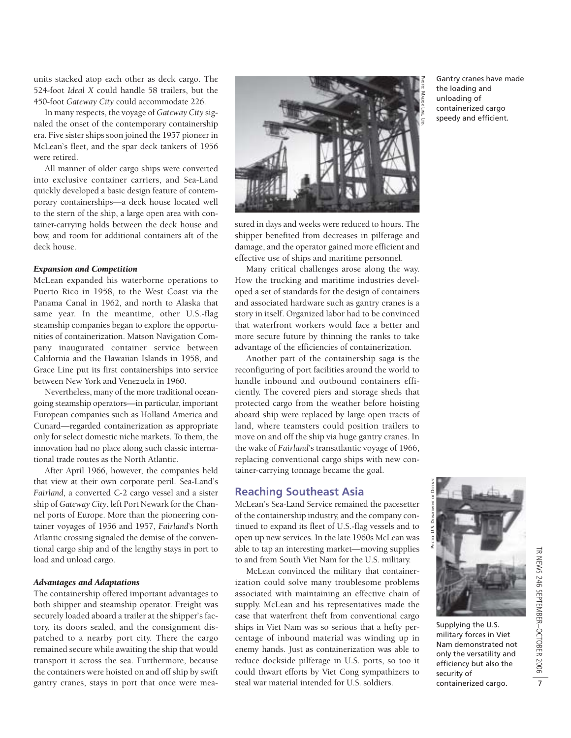units stacked atop each other as deck cargo. The 524-foot *Ideal X* could handle 58 trailers, but the 450-foot *Gateway City* could accommodate 226.

In many respects, the voyage of *Gateway City* signaled the onset of the contemporary containership era. Five sister ships soon joined the 1957 pioneer in McLean's fleet, and the spar deck tankers of 1956 were retired.

All manner of older cargo ships were converted into exclusive container carriers, and Sea-Land quickly developed a basic design feature of contemporary containerships—a deck house located well to the stern of the ship, a large open area with container-carrying holds between the deck house and bow, and room for additional containers aft of the deck house.

### *Expansion and Competition*

McLean expanded his waterborne operations to Puerto Rico in 1958, to the West Coast via the Panama Canal in 1962, and north to Alaska that same year. In the meantime, other U.S.-flag steamship companies began to explore the opportunities of containerization. Matson Navigation Company inaugurated container service between California and the Hawaiian Islands in 1958, and Grace Line put its first containerships into service between New York and Venezuela in 1960.

Nevertheless, many of the more traditional oceangoing steamship operators—in particular, important European companies such as Holland America and Cunard—regarded containerization as appropriate only for select domestic niche markets. To them, the innovation had no place along such classic international trade routes as the North Atlantic.

After April 1966, however, the companies held that view at their own corporate peril. Sea-Land's *Fairland*, a converted C-2 cargo vessel and a sister ship of *Gateway City*, left Port Newark for the Channel ports of Europe. More than the pioneering container voyages of 1956 and 1957, *Fairland*'s North Atlantic crossing signaled the demise of the conventional cargo ship and of the lengthy stays in port to load and unload cargo.

### *Advantages and Adaptations*

The containership offered important advantages to both shipper and steamship operator. Freight was securely loaded aboard a trailer at the shipper's factory, its doors sealed, and the consignment dispatched to a nearby port city. There the cargo remained secure while awaiting the ship that would transport it across the sea. Furthermore, because the containers were hoisted on and off ship by swift gantry cranes, stays in port that once were measured in days and weeks were reduced to hours. The shipper benefited from decreases in pilferage and damage, and the operator gained more efficient and effective use of ships and maritime personnel.

Photo: Maersk Line, Ltd.

Gantry cranes have made the loading and unloading of containerized cargo speedy and efficient.

Many critical challenges arose along the way. How the trucking and maritime industries developed a set of standards for the design of containers and associated hardware such as gantry cranes is a story in itself. Organized labor had to be convinced that waterfront workers would face a better and more secure future by thinning the ranks to take advantage of the efficiencies of containerization.

Another part of the containership saga is the reconfiguring of port facilities around the world to handle inbound and outbound containers efficiently. The covered piers and storage sheds that protected cargo from the weather before hoisting aboard ship were replaced by large open tracts of land, where teamsters could position trailers to move on and off the ship via huge gantry cranes. In the wake of *Fairland*'s transatlantic voyage of 1966, replacing conventional cargo ships with new container-carrying tonnage became the goal.

## Reaching Southeast Asia

McLean's Sea-Land Service remained the pacesetter of the containership industry, and the company continued to expand its fleet of U.S.-flag vessels and to open up new services. In the late 1960s McLean was able to tap an interesting market—moving supplies to and from South Viet Nam for the U.S. military.

McLean convinced the military that containerization could solve many troublesome problems associated with maintaining an effective chain of supply. McLean and his representatives made the case that waterfront theft from conventional cargo ships in Viet Nam was so serious that a hefty percentage of inbound material was winding up in enemy hands. Just as containerization was able to reduce dockside pilferage in U.S. ports, so too it could thwart efforts by Viet Cong sympathizers to steal war material intended for U.S. soldiers.

Photo: U.S. Department of Defense

Supplying the U.S. military forces in Viet Nam demonstrated not only the versatility and efficiency but also the security of containerized cargo.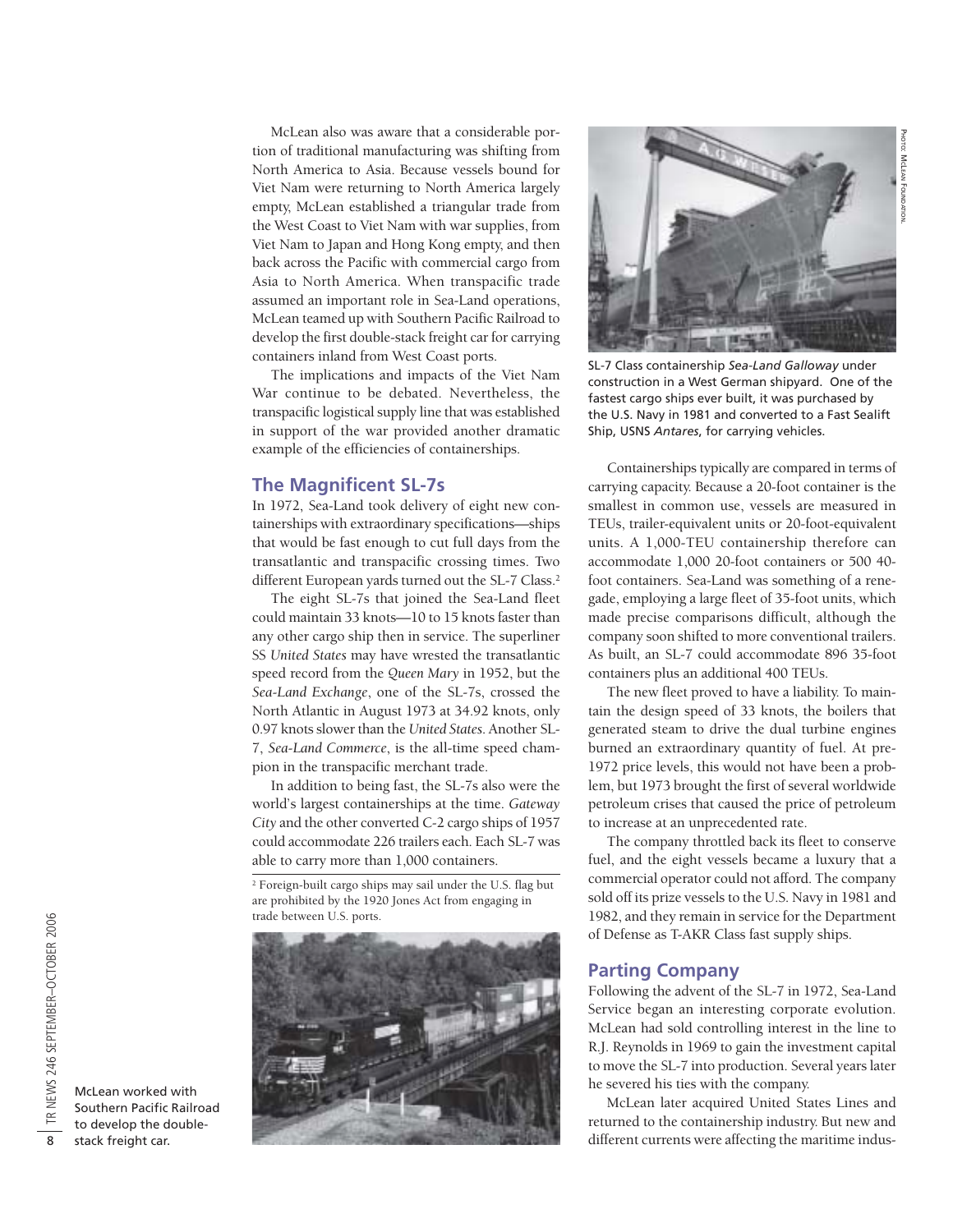McLean also was aware that a considerable portion of traditional manufacturing was shifting from North America to Asia. Because vessels bound for Viet Nam were returning to North America largely empty, McLean established a triangular trade from the West Coast to Viet Nam with war supplies, from Viet Nam to Japan and Hong Kong empty, and then back across the Pacific with commercial cargo from Asia to North America. When transpacific trade assumed an important role in Sea-Land operations, McLean teamed up with Southern Pacific Railroad to develop the first double-stack freight car for carrying containers inland from West Coast ports.

The implications and impacts of the Viet Nam War continue to be debated. Nevertheless, the transpacific logistical supply line that was established in support of the war provided another dramatic example of the efficiencies of containerships.

## The Magnificent SL-7s

In 1972, Sea-Land took delivery of eight new containerships with extraordinary specifications—ships that would be fast enough to cut full days from the transatlantic and transpacific crossing times. Two different European yards turned out the SL-7 Class.[2]

The eight SL-7s that joined the Sea-Land fleet could maintain 33 knots—10 to 15 knots faster than any other cargo ship then in service. The superliner SS *United States* may have wrested the transatlantic speed record from the *Queen Mary* in 1952, but the *Sea-Land Exchange*, one of the SL-7s, crossed the North Atlantic in August 1973 at 34.92 knots, only 0.97 knots slower than the *United States*. Another SL-7, *Sea-Land Commerce*, is the all-time speed champion in the transpacific merchant trade.

In addition to being fast, the SL-7s also were the world's largest containerships at the time. *Gateway City* and the other converted C-2 cargo ships of 1957 could accommodate 226 trailers each. Each SL-7 was able to carry more than 1,000 containers.

[2] Foreign-built cargo ships may sail under the U.S. flag but are prohibited by the 1920 Jones Act from engaging in trade between U.S. ports.

McLean worked with Southern Pacific Railroad to develop the double-stack freight car.

Photo: McLean Foundation.

SL-7 Class containership *Sea-Land Galloway* under construction in a West German shipyard. One of the fastest cargo ships ever built, it was purchased by the U.S. Navy in 1981 and converted to a Fast Sealift Ship, USNS *Antares*, for carrying vehicles.

Containerships typically are compared in terms of carrying capacity. Because a 20-foot container is the smallest in common use, vessels are measured in TEUs, trailer-equivalent units or 20-foot-equivalent units. A 1,000-TEU containership therefore can accommodate 1,000 20-foot containers or 500 40-foot containers. Sea-Land was something of a renegade, employing a large fleet of 35-foot units, which made precise comparisons difficult, although the company soon shifted to more conventional trailers. As built, an SL-7 could accommodate 896 35-foot containers plus an additional 400 TEUs.

The new fleet proved to have a liability. To maintain the design speed of 33 knots, the boilers that generated steam to drive the dual turbine engines burned an extraordinary quantity of fuel. At pre-1972 price levels, this would not have been a problem, but 1973 brought the first of several worldwide petroleum crises that caused the price of petroleum to increase at an unprecedented rate.

The company throttled back its fleet to conserve fuel, and the eight vessels became a luxury that a commercial operator could not afford. The company sold off its prize vessels to the U.S. Navy in 1981 and 1982, and they remain in service for the Department of Defense as T-AKR Class fast supply ships.

## Parting Company

Following the advent of the SL-7 in 1972, Sea-Land Service began an interesting corporate evolution. McLean had sold controlling interest in the line to R.J. Reynolds in 1969 to gain the investment capital to move the SL-7 into production. Several years later he severed his ties with the company.

McLean later acquired United States Lines and returned to the containership industry. But new and different currents were affecting the maritime indus-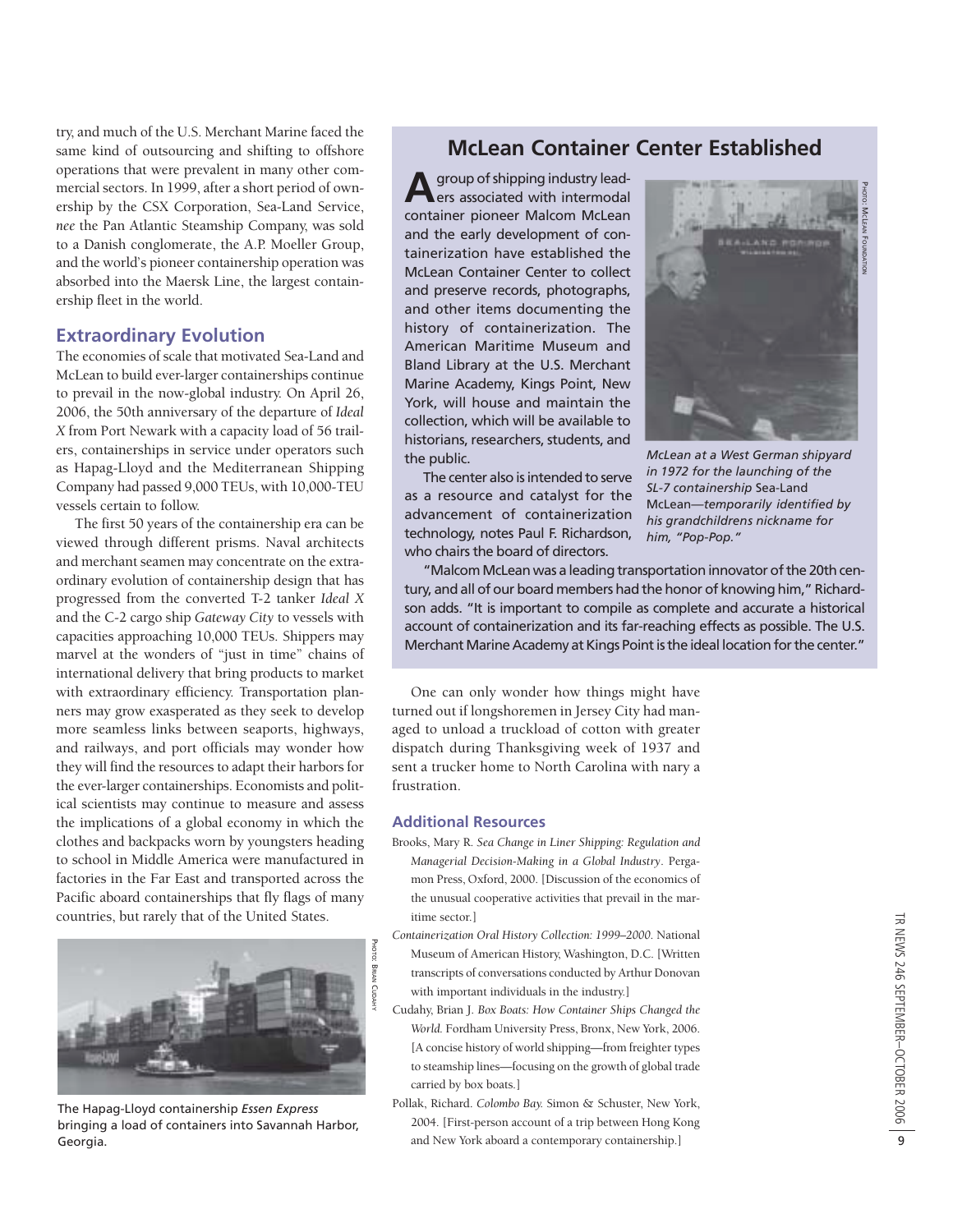try, and much of the U.S. Merchant Marine faced the same kind of outsourcing and shifting to offshore operations that were prevalent in many other commercial sectors. In 1999, after a short period of ownership by the CSX Corporation, Sea-Land Service, *nee* the Pan Atlantic Steamship Company, was sold to a Danish conglomerate, the A.P. Moeller Group, and the world's pioneer containership operation was absorbed into the Maersk Line, the largest containership fleet in the world.

## Extraordinary Evolution

The economies of scale that motivated Sea-Land and McLean to build ever-larger containerships continue to prevail in the now-global industry. On April 26, 2006, the 50th anniversary of the departure of *Ideal X* from Port Newark with a capacity load of 56 trailers, containerships in service under operators such as Hapag-Lloyd and the Mediterranean Shipping Company had passed 9,000 TEUs, with 10,000-TEU vessels certain to follow.

The first 50 years of the containership era can be viewed through different prisms. Naval architects and merchant seamen may concentrate on the extraordinary evolution of containership design that has progressed from the converted T-2 tanker *Ideal X* and the C-2 cargo ship *Gateway City* to vessels with capacities approaching 10,000 TEUs. Shippers may marvel at the wonders of "just in time" chains of international delivery that bring products to market with extraordinary efficiency. Transportation planners may grow exasperated as they seek to develop more seamless links between seaports, highways, and railways, and port officials may wonder how they will find the resources to adapt their harbors for the ever-larger containerships. Economists and political scientists may continue to measure and assess the implications of a global economy in which the clothes and backpacks worn by youngsters heading to school in Middle America were manufactured in factories in the Far East and transported across the Pacific aboard containerships that fly flags of many countries, but rarely that of the United States.

PHOTO: BRIAN CUDAHY

The Hapag-Lloyd containership *Essen Express* bringing a load of containers into Savannah Harbor, Georgia.

## McLean Container Center Established

A group of shipping industry leaders associated with intermodal container pioneer Malcom McLean and the early development of containerization have established the McLean Container Center to collect and preserve records, photographs, and other items documenting the history of containerization. The American Maritime Museum and Bland Library at the U.S. Merchant Marine Academy, Kings Point, New York, will house and maintain the collection, which will be available to historians, researchers, students, and the public.

The center also is intended to serve as a resource and catalyst for the advancement of containerization technology, notes Paul F. Richardson, who chairs the board of directors.

"Malcom McLean was a leading transportation innovator of the 20th century, and all of our board members had the honor of knowing him," Richardson adds. "It is important to compile as complete and accurate a historical account of containerization and its far-reaching effects as possible. The U.S. Merchant Marine Academy at Kings Point is the ideal location for the center."

PHOTO: MCLEAN FOUNDATION

*McLean at a West German shipyard in 1972 for the launching of the SL-7 containership* Sea-Land McLean—*temporarily identified by his grandchildrens nickname for him, "Pop-Pop."*

One can only wonder how things might have turned out if longshoremen in Jersey City had managed to unload a truckload of cotton with greater dispatch during Thanksgiving week of 1937 and sent a trucker home to North Carolina with nary a frustration.

### Additional Resources

Brooks, Mary R. *Sea Change in Liner Shipping: Regulation and Managerial Decision-Making in a Global Industry*. Pergamon Press, Oxford, 2000. [Discussion of the economics of the unusual cooperative activities that prevail in the maritime sector.]

*Containerization Oral History Collection: 1999–2000*. National Museum of American History, Washington, D.C. [Written transcripts of conversations conducted by Arthur Donovan with important individuals in the industry.]

Cudahy, Brian J. *Box Boats: How Container Ships Changed the World.* Fordham University Press, Bronx, New York, 2006. [A concise history of world shipping—from freighter types to steamship lines—focusing on the growth of global trade carried by box boats.]

Pollak, Richard. *Colombo Bay.* Simon & Schuster, New York, 2004. [First-person account of a trip between Hong Kong and New York aboard a contemporary containership.]